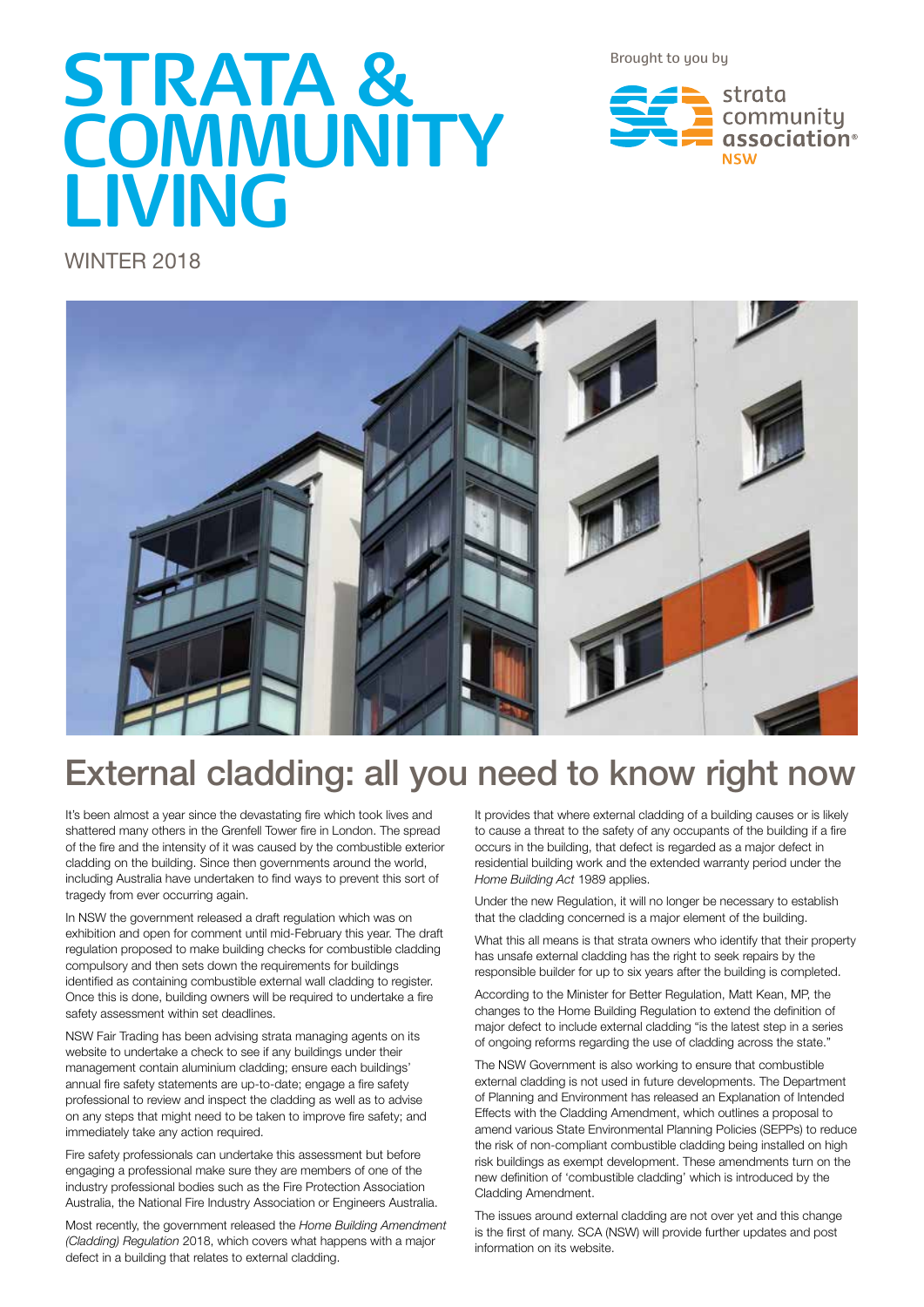# STRATA & COMMUNITY LIVING

WINTER 2018

Brought to you by

strata community association NSW

## External cladding: all you need to know right now

It's been almost a year since the devastating fire which took lives and shattered many others in the Grenfell Tower fire in London. The spread of the fire and the intensity of it was caused by the combustible exterior cladding on the building. Since then governments around the world, including Australia have undertaken to find ways to prevent this sort of tragedy from ever occurring again.

In NSW the government released a draft regulation which was on exhibition and open for comment until mid-February this year. The draft regulation proposed to make building checks for combustible cladding compulsory and then sets down the requirements for buildings identified as containing combustible external wall cladding to register. Once this is done, building owners will be required to undertake a fire safety assessment within set deadlines.

NSW Fair Trading has been advising strata managing agents on its website to undertake a check to see if any buildings under their management contain aluminium cladding; ensure each buildings' annual fire safety statements are up-to-date; engage a fire safety professional to review and inspect the cladding as well as to advise on any steps that might need to be taken to improve fire safety; and immediately take any action required.

Fire safety professionals can undertake this assessment but before engaging a professional make sure they are members of one of the industry professional bodies such as the Fire Protection Association Australia, the National Fire Industry Association or Engineers Australia.

Most recently, the government released the *Home Building Amendment (Cladding) Regulation* 2018, which covers what happens with a major defect in a building that relates to external cladding.

It provides that where external cladding of a building causes or is likely to cause a threat to the safety of any occupants of the building if a fire occurs in the building, that defect is regarded as a major defect in residential building work and the extended warranty period under the *Home Building Act* 1989 applies.

Under the new Regulation, it will no longer be necessary to establish that the cladding concerned is a major element of the building.

What this all means is that strata owners who identify that their property has unsafe external cladding has the right to seek repairs by the responsible builder for up to six years after the building is completed.

According to the Minister for Better Regulation, Matt Kean, MP, the changes to the Home Building Regulation to extend the definition of major defect to include external cladding "is the latest step in a series of ongoing reforms regarding the use of cladding across the state."

The NSW Government is also working to ensure that combustible external cladding is not used in future developments. The Department of Planning and Environment has released an Explanation of Intended Effects with the Cladding Amendment, which outlines a proposal to amend various State Environmental Planning Policies (SEPPs) to reduce the risk of non-compliant combustible cladding being installed on high risk buildings as exempt development. These amendments turn on the new definition of 'combustible cladding' which is introduced by the Cladding Amendment.

The issues around external cladding are not over yet and this change is the first of many. SCA (NSW) will provide further updates and post information on its website.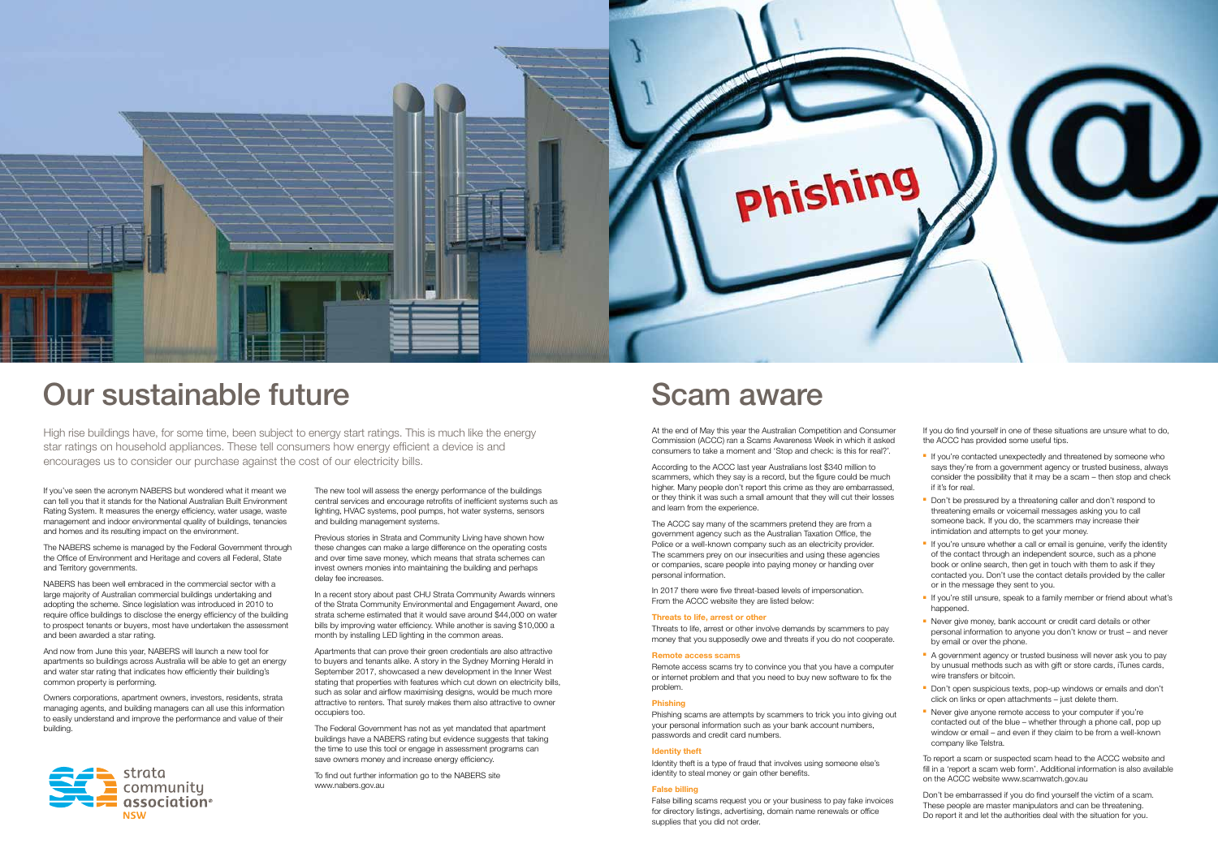# Our sustainable future

High rise buildings have, for some time, been subject to energy start ratings. This is much like the energy star ratings on household appliances. These tell consumers how energy efficient a device is and encourages us to consider our purchase against the cost of our electricity bills.

If you've seen the acronym NABERS but wondered what it meant we can tell you that it stands for the National Australian Built Environment Rating System. It measures the energy efficiency, water usage, waste management and indoor environmental quality of buildings, tenancies and homes and its resulting impact on the environment.

The NABERS scheme is managed by the Federal Government through the Office of Environment and Heritage and covers all Federal, State and Territory governments.

NABERS has been well embraced in the commercial sector with a large majority of Australian commercial buildings undertaking and adopting the scheme. Since legislation was introduced in 2010 to require office buildings to disclose the energy efficiency of the building to prospect tenants or buyers, most have undertaken the assessment and been awarded a star rating.

And now from June this year, NABERS will launch a new tool for apartments so buildings across Australia will be able to get an energy and water star rating that indicates how efficiently their building's common property is performing.

Owners corporations, apartment owners, investors, residents, strata managing agents, and building managers can all use this information to easily understand and improve the performance and value of their building.

The new tool will assess the energy performance of the buildings central services and encourage retrofits of inefficient systems such as lighting, HVAC systems, pool pumps, hot water systems, sensors and building management systems.

Previous stories in Strata and Community Living have shown how these changes can make a large difference on the operating costs and over time save money, which means that strata schemes can invest owners monies into maintaining the building and perhaps delay fee increases.

In a recent story about past CHU Strata Community Awards winners of the Strata Community Environmental and Engagement Award, one strata scheme estimated that it would save around $44,000 on water bills by improving water efficiency. While another is saving $10,000 a month by installing LED lighting in the common areas.

Apartments that can prove their green credentials are also attractive to buyers and tenants alike. A story in the Sydney Morning Herald in September 2017, showcased a new development in the Inner West stating that properties with features which cut down on electricity bills, such as solar and airflow maximising designs, would be much more attractive to renters. That surely makes them also attractive to owner occupiers too.

The Federal Government has not as yet mandated that apartment buildings have a NABERS rating but evidence suggests that taking the time to use this tool or engage in assessment programs can save owners money and increase energy efficiency.

To find out further information go to the NABERS site www.nabers.gov.au

strata community association® NSW

# Scam aware

At the end of May this year the Australian Competition and Consumer Commission (ACCC) ran a Scams Awareness Week in which it asked consumers to take a moment and 'Stop and check: is this for real?'.

According to the ACCC last year Australians lost $340 million to scammers, which they say is a record, but the figure could be much higher. Many people don't report this crime as they are embarrassed, or they think it was such a small amount that they will cut their losses and learn from the experience.

The ACCC say many of the scammers pretend they are from a government agency such as the Australian Taxation Office, the Police or a well-known company such as an electricity provider. The scammers prey on our insecurities and using these agencies or companies, scare people into paying money or handing over personal information.

In 2017 there were five threat-based levels of impersonation. From the ACCC website they are listed below:

### Threats to life, arrest or other

Threats to life, arrest or other involve demands by scammers to pay money that you supposedly owe and threats if you do not cooperate.

### Remote access scams

Remote access scams try to convince you that you have a computer or internet problem and that you need to buy new software to fix the problem.

### Phishing

Phishing scams are attempts by scammers to trick you into giving out your personal information such as your bank account numbers, passwords and credit card numbers.

### Identity theft

Identity theft is a type of fraud that involves using someone else's identity to steal money or gain other benefits.

### False billing

False billing scams request you or your business to pay fake invoices for directory listings, advertising, domain name renewals or office supplies that you did not order.

If you do find yourself in one of these situations are unsure what to do, the ACCC has provided some useful tips.

- If you're contacted unexpectedly and threatened by someone who says they're from a government agency or trusted business, always consider the possibility that it may be a scam – then stop and check if it's for real.
- Don't be pressured by a threatening caller and don't respond to threatening emails or voicemail messages asking you to call someone back. If you do, the scammers may increase their intimidation and attempts to get your money.
- If you're unsure whether a call or email is genuine, verify the identity of the contact through an independent source, such as a phone book or online search, then get in touch with them to ask if they contacted you. Don't use the contact details provided by the caller or in the message they sent to you.
- If you're still unsure, speak to a family member or friend about what's happened.
- Never give money, bank account or credit card details or other personal information to anyone you don't know or trust – and never by email or over the phone.
- A government agency or trusted business will never ask you to pay by unusual methods such as with gift or store cards, iTunes cards, wire transfers or bitcoin.
- Don't open suspicious texts, pop-up windows or emails and don't click on links or open attachments – just delete them.
- Never give anyone remote access to your computer if you're contacted out of the blue – whether through a phone call, pop up window or email – and even if they claim to be from a well-known company like Telstra.

To report a scam or suspected scam head to the ACCC website and fill in a 'report a scam web form'. Additional information is also available on the ACCC website www.scamwatch.gov.au

Don't be embarrassed if you do find yourself the victim of a scam. These people are master manipulators and can be threatening. Do report it and let the authorities deal with the situation for you.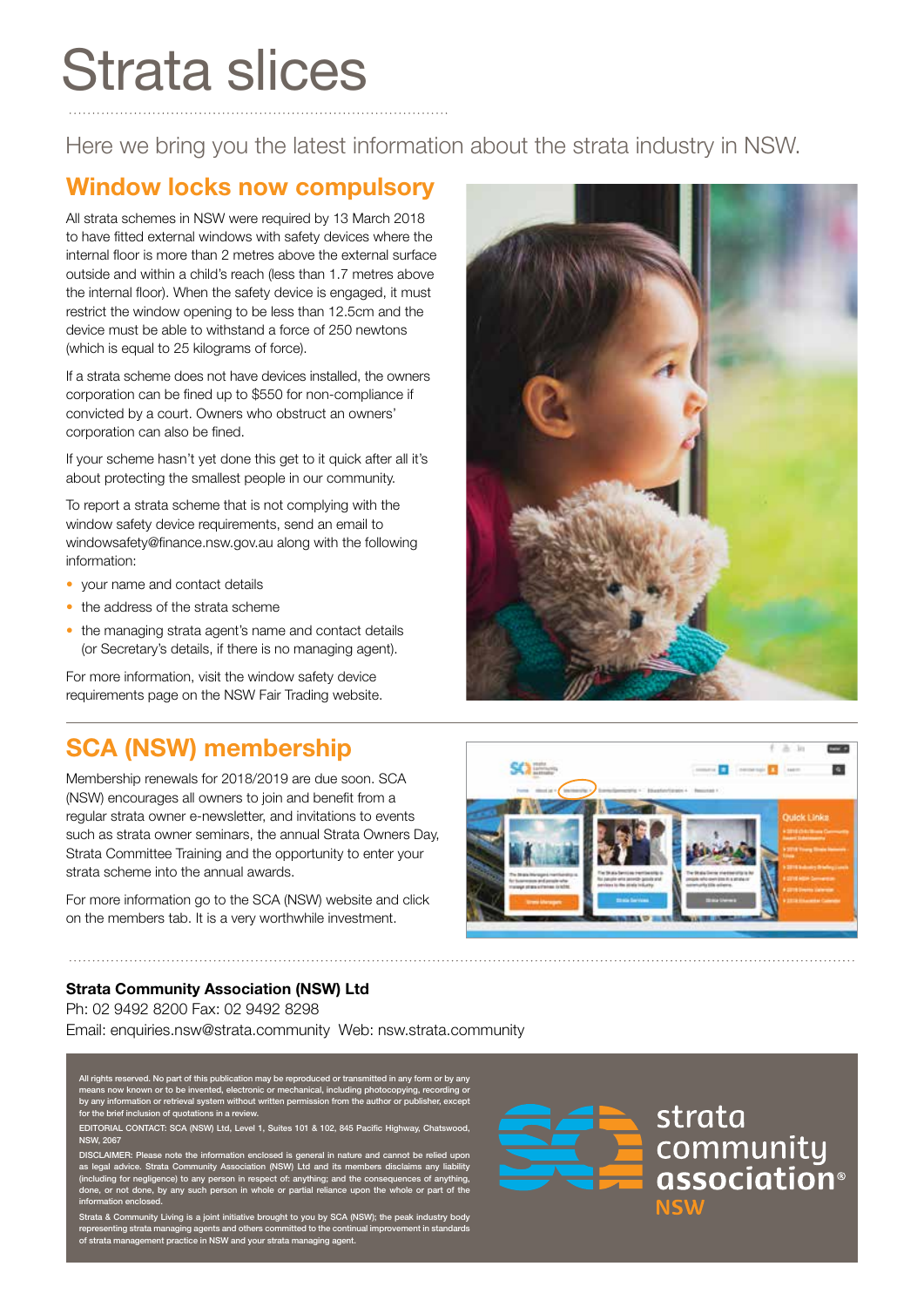# Strata slices

Here we bring you the latest information about the strata industry in NSW.

## Window locks now compulsory

All strata schemes in NSW were required by 13 March 2018 to have fitted external windows with safety devices where the internal floor is more than 2 metres above the external surface outside and within a child's reach (less than 1.7 metres above the internal floor). When the safety device is engaged, it must restrict the window opening to be less than 12.5cm and the device must be able to withstand a force of 250 newtons (which is equal to 25 kilograms of force).

If a strata scheme does not have devices installed, the owners corporation can be fined up to $550 for non-compliance if convicted by a court. Owners who obstruct an owners' corporation can also be fined.

If your scheme hasn't yet done this get to it quick after all it's about protecting the smallest people in our community.

To report a strata scheme that is not complying with the window safety device requirements, send an email to windowsafety@finance.nsw.gov.au along with the following information:

- your name and contact details
- the address of the strata scheme
- the managing strata agent's name and contact details (or Secretary's details, if there is no managing agent).

For more information, visit the window safety device requirements page on the NSW Fair Trading website.

## SCA (NSW) membership

Membership renewals for 2018/2019 are due soon. SCA (NSW) encourages all owners to join and benefit from a regular strata owner e-newsletter, and invitations to events such as strata owner seminars, the annual Strata Owners Day, Strata Committee Training and the opportunity to enter your strata scheme into the annual awards.

For more information go to the SCA (NSW) website and click on the members tab. It is a very worthwhile investment.

**Strata Community Association (NSW) Ltd**
Ph: 02 9492 8200 Fax: 02 9492 8298
Email: enquiries.nsw@strata.community Web: nsw.strata.community

All rights reserved. No part of this publication may be reproduced or transmitted in any form or by any means now known or to be invented, electronic or mechanical, including photocopying, recording or by any information or retrieval system without written permission from the author or publisher, except for the brief inclusion of quotations in a review.

EDITORIAL CONTACT: SCA (NSW) Ltd, Level 1, Suites 101 & 102, 845 Pacific Highway, Chatswood, NSW, 2067

DISCLAIMER: Please note the information enclosed is general in nature and cannot be relied upon as legal advice. Strata Community Association (NSW) Ltd and its members disclaims any liability (including for negligence) to any person in respect of: anything; and the consequences of anything, done, or not done, by any such person in whole or partial reliance upon the whole or part of the information enclosed.

Strata & Community Living is a joint initiative brought to you by SCA (NSW); the peak industry body representing strata managing agents and others committed to the continual improvement in standards of strata management practice in NSW and your strata managing agent.

strata community association® NSW